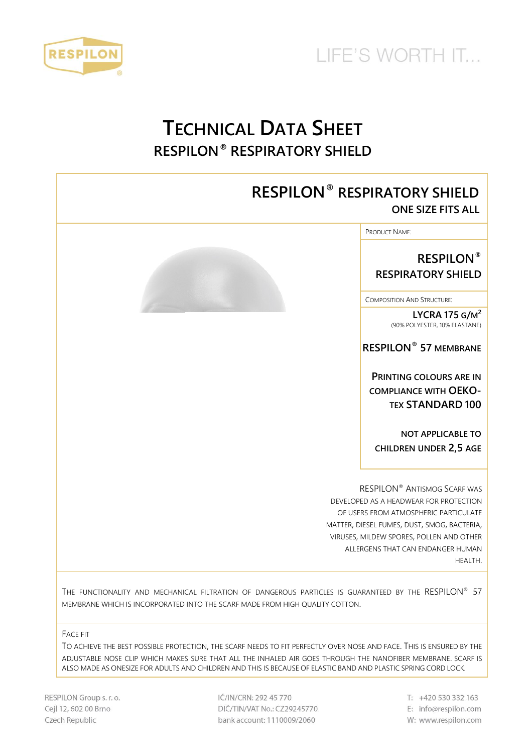RESPILON

LIFE'S WORTH IT...

# Technical Data Sheet

## RESPILON® RESPIRATORY SHIELD

## RESPILON® RESPIRATORY SHIELD

**ONE SIZE FITS ALL**

Product Name:

**RESPILON® RESPIRATORY SHIELD**

Composition And Structure:

**LYCRA 175 G/M²**
(90% POLYESTER, 10% ELASTANE)

**RESPILON® 57 MEMBRANE**

**PRINTING COLOURS ARE IN COMPLIANCE WITH OEKO-TEX STANDARD 100**

**NOT APPLICABLE TO CHILDREN UNDER 2,5 AGE**

RESPILON® ANTISMOG SCARF WAS DEVELOPED AS A HEADWEAR FOR PROTECTION OF USERS FROM ATMOSPHERIC PARTICULATE MATTER, DIESEL FUMES, DUST, SMOG, BACTERIA, VIRUSES, MILDEW SPORES, POLLEN AND OTHER ALLERGENS THAT CAN ENDANGER HUMAN HEALTH.

THE FUNCTIONALITY AND MECHANICAL FILTRATION OF DANGEROUS PARTICLES IS GUARANTEED BY THE RESPILON® 57 MEMBRANE WHICH IS INCORPORATED INTO THE SCARF MADE FROM HIGH QUALITY COTTON.

Face Fit

TO ACHIEVE THE BEST POSSIBLE PROTECTION, THE SCARF NEEDS TO FIT PERFECTLY OVER NOSE AND FACE. THIS IS ENSURED BY THE ADJUSTABLE NOSE CLIP WHICH MAKES SURE THAT ALL THE INHALED AIR GOES THROUGH THE NANOFIBER MEMBRANE. SCARF IS ALSO MADE AS ONESIZE FOR ADULTS AND CHILDREN AND THIS IS BECAUSE OF ELASTIC BAND AND PLASTIC SPRING CORD LOCK.

RESPILON Group s. r. o.
Cejl 12, 602 00 Brno
Czech Republic

IČ/IN/CRN: 292 45 770
DIČ/TIN/VAT No.: CZ29245770
bank account: 1110009/2060

T: +420 530 332 163
E: info@respilon.com
W: www.respilon.com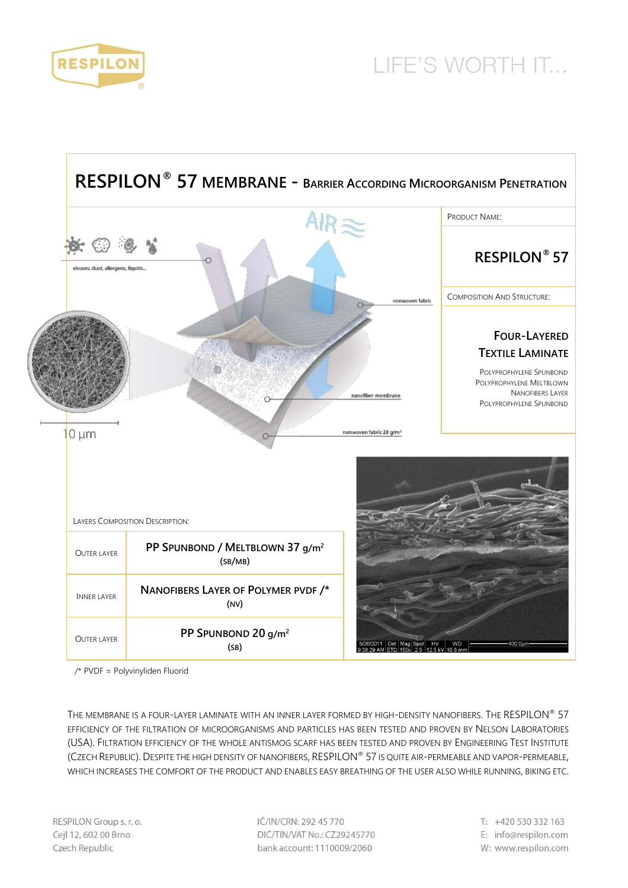# RESPILON® 57 MEMBRANE - BARRIER ACCORDING MICROORGANISM PENETRATION

viruses, dust, allergens, liquids...

AIR

nonwoven fabric

nanofiber membrane

nonwoven fabric 20 g/m²

10 µm

**PRODUCT NAME:**

## RESPILON® 57

**COMPOSITION AND STRUCTURE:**

### FOUR-LAYERED TEXTILE LAMINATE

POLYPROPHYLENE SPUNBOND
POLYPROPHYLENE MELTBLOWN
NANOFIBERS LAYER
POLYPROPHYLENE SPUNBOND

LAYERS COMPOSITION DESCRIPTION:

| Layer | Description |
|---|---|
| OUTER LAYER | **PP SPUNBOND / MELTBLOWN 37 g/m²** (SB/MB) |
| INNER LAYER | **NANOFIBERS LAYER OF POLYMER PVDF /*** (NV) |
| OUTER LAYER | **PP SPUNBOND 20 g/m²** (SB) |

5/26/2011 9:38:29 AM | Det ETD | Mag 150x | Spot 2.5 | HV 12.5 kV | WD 10.8 mm | 400.0µm

/* PVDF = Polyvinyliden Fluorid

THE MEMBRANE IS A FOUR-LAYER LAMINATE WITH AN INNER LAYER FORMED BY HIGH-DENSITY NANOFIBERS. THE RESPILON® 57 EFFICIENCY OF THE FILTRATION OF MICROORGANISMS AND PARTICLES HAS BEEN TESTED AND PROVEN BY NELSON LABORATORIES (USA). FILTRATION EFFICIENCY OF THE WHOLE ANTISMOG SCARF HAS BEEN TESTED AND PROVEN BY ENGINEERING TEST INSTITUTE (CZECH REPUBLIC). DESPITE THE HIGH DENSITY OF NANOFIBERS, RESPILON® 57 IS QUITE AIR-PERMEABLE AND VAPOR-PERMEABLE, WHICH INCREASES THE COMFORT OF THE PRODUCT AND ENABLES EASY BREATHING OF THE USER ALSO WHILE RUNNING, BIKING ETC.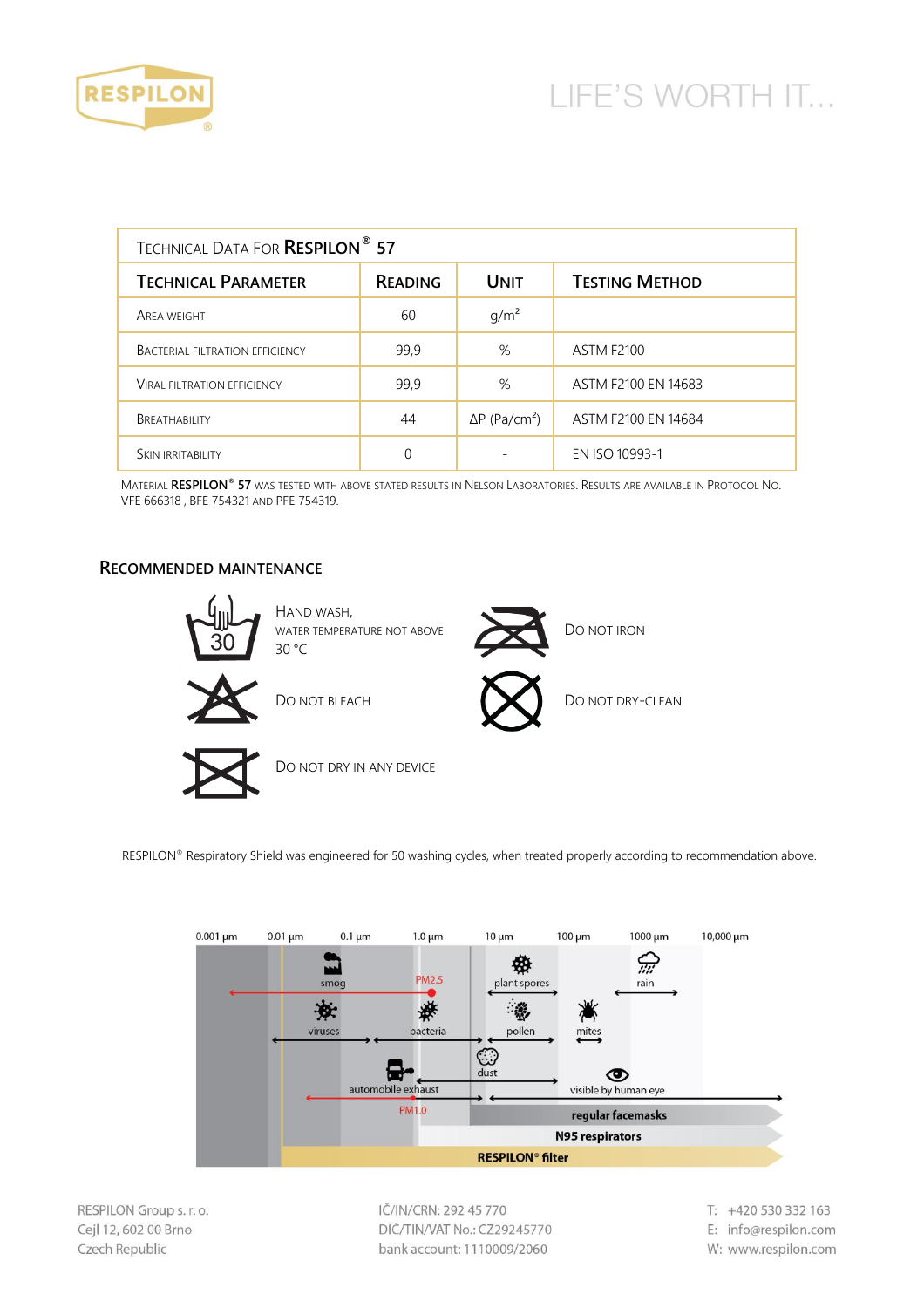| Technical Data For Respilon® 57 | | | |
|---|---|---|---|
| **Technical Parameter** | **Reading** | **Unit** | **Testing Method** |
| Area weight | 60 | $g/m^2$ | |
| Bacterial filtration efficiency | 99,9 | % | ASTM F2100 |
| Viral filtration efficiency | 99,9 | % | ASTM F2100 EN 14683 |
| Breathability | 44 | $\Delta P$ ($Pa/cm^2$) | ASTM F2100 EN 14684 |
| Skin irritability | 0 | - | EN ISO 10993-1 |

Material **Respilon® 57** was tested with above stated results in Nelson Laboratories. Results are available in Protocol No. VFE 666318 , BFE 754321 and PFE 754319.

## Recommended Maintenance

- Hand wash, water temperature not above 30 °C
- Do not iron
- Do not bleach
- Do not dry-clean
- Do not dry in any device

RESPILON® Respiratory Shield was engineered for 50 washing cycles, when treated properly according to recommendation above.

0.001 µm | 0.01 µm | 0.1 µm | 1.0 µm | 10 µm | 100 µm | 1000 µm | 10,000 µm

smog, PM2.5, plant spores, rain, viruses, bacteria, pollen, mites, dust, automobile exhaust, visible by human eye, PM1.0, regular facemasks, N95 respirators, RESPILON® filter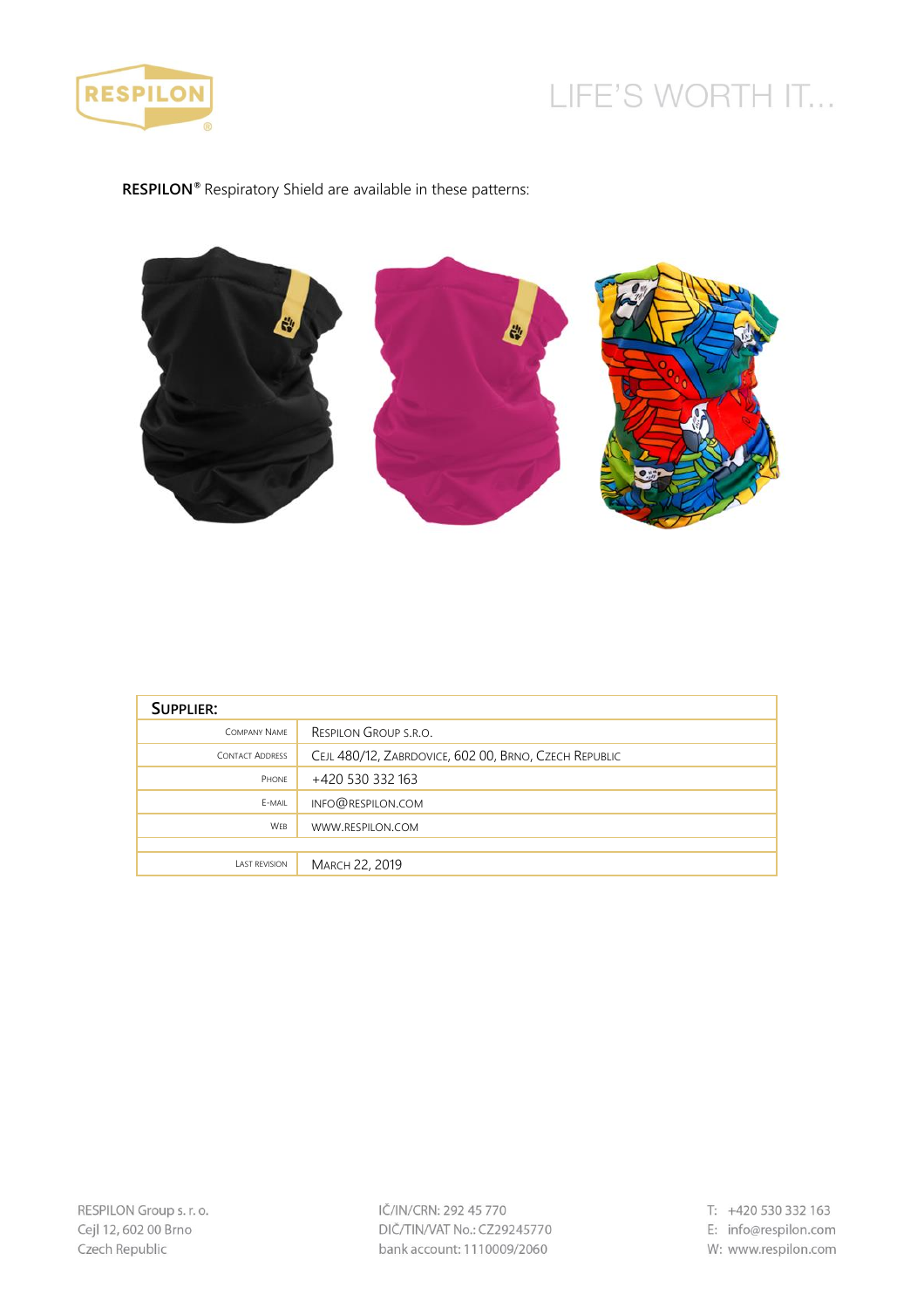**RESPILON®** Respiratory Shield are available in these patterns:

| **SUPPLIER:** | |
|---|---|
| COMPANY NAME | RESPILON GROUP S.R.O. |
| CONTACT ADDRESS | CEJL 480/12, ZABRDOVICE, 602 00, BRNO, CZECH REPUBLIC |
| PHONE | +420 530 332 163 |
| E-MAIL | INFO@RESPILON.COM |
| WEB | WWW.RESPILON.COM |
| | |
| LAST REVISION | MARCH 22, 2019 |